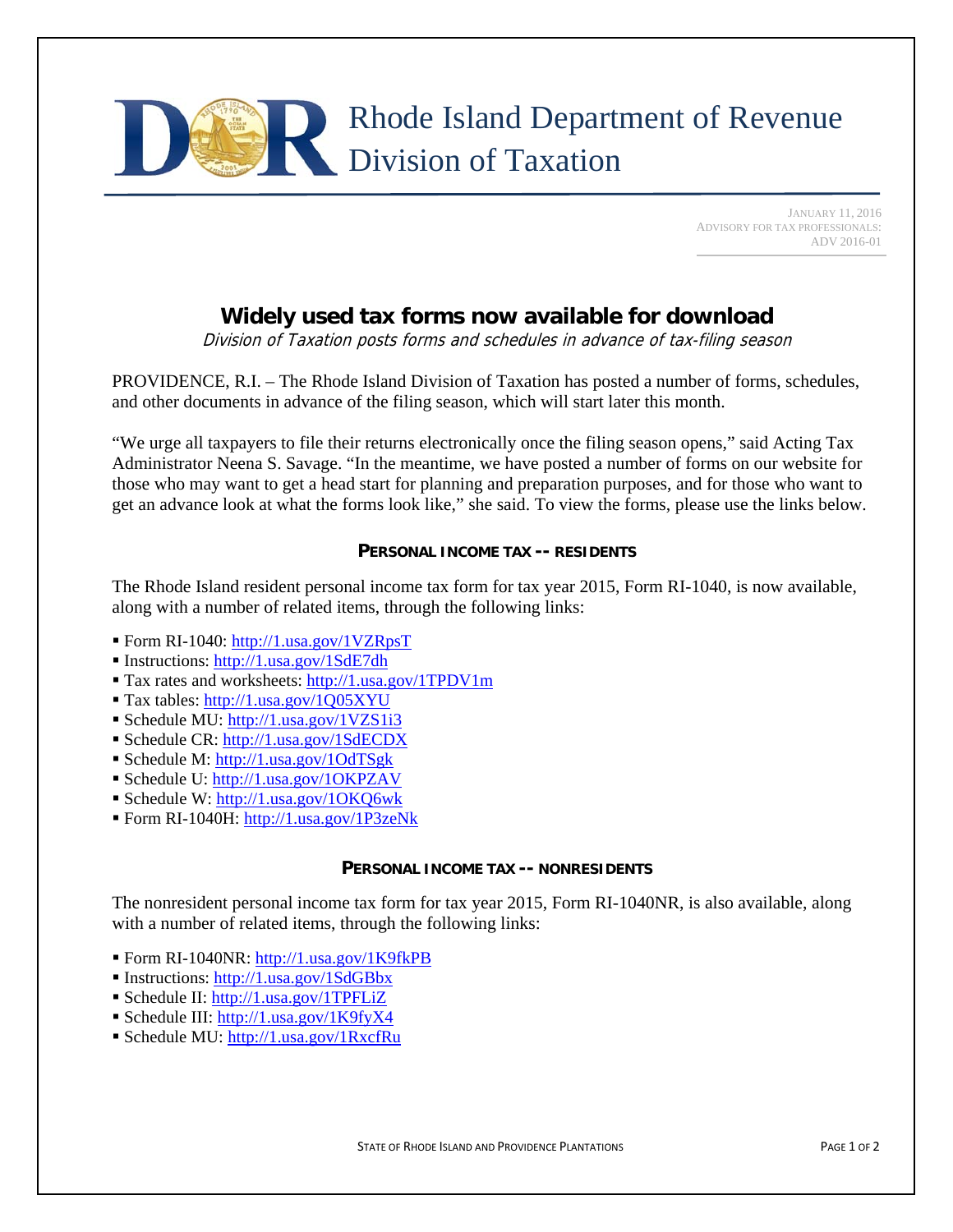# Rhode Island Department of Revenue
# Division of Taxation

JANUARY 11, 2016
ADVISORY FOR TAX PROFESSIONALS:
ADV 2016-01

## Widely used tax forms now available for download

*Division of Taxation posts forms and schedules in advance of tax-filing season*

PROVIDENCE, R.I. – The Rhode Island Division of Taxation has posted a number of forms, schedules, and other documents in advance of the filing season, which will start later this month.

"We urge all taxpayers to file their returns electronically once the filing season opens," said Acting Tax Administrator Neena S. Savage. "In the meantime, we have posted a number of forms on our website for those who may want to get a head start for planning and preparation purposes, and for those who want to get an advance look at what the forms look like," she said. To view the forms, please use the links below.

### PERSONAL INCOME TAX -- RESIDENTS

The Rhode Island resident personal income tax form for tax year 2015, Form RI-1040, is now available, along with a number of related items, through the following links:

- Form RI-1040: http://1.usa.gov/1VZRpsT
- Instructions: http://1.usa.gov/1SdE7dh
- Tax rates and worksheets: http://1.usa.gov/1TPDV1m
- Tax tables: http://1.usa.gov/1Q05XYU
- Schedule MU: http://1.usa.gov/1VZS1i3
- Schedule CR: http://1.usa.gov/1SdECDX
- Schedule M: http://1.usa.gov/1OdTSgk
- Schedule U: http://1.usa.gov/1OKPZAV
- Schedule W: http://1.usa.gov/1OKQ6wk
- Form RI-1040H: http://1.usa.gov/1P3zeNk

### PERSONAL INCOME TAX -- NONRESIDENTS

The nonresident personal income tax form for tax year 2015, Form RI-1040NR, is also available, along with a number of related items, through the following links:

- Form RI-1040NR: http://1.usa.gov/1K9fkPB
- Instructions: http://1.usa.gov/1SdGBbx
- Schedule II: http://1.usa.gov/1TPFLiZ
- Schedule III: http://1.usa.gov/1K9fyX4
- Schedule MU: http://1.usa.gov/1RxcfRu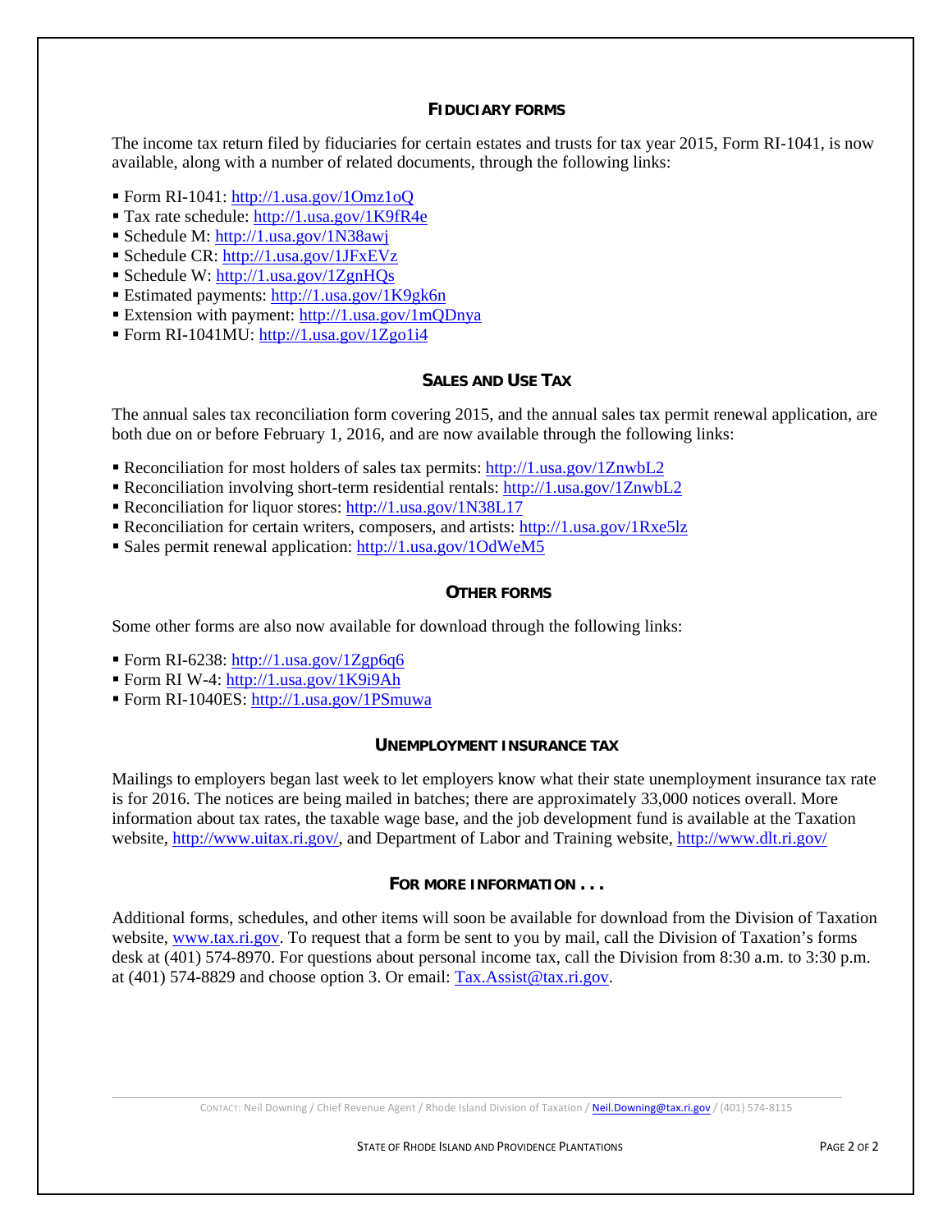## FIDUCIARY FORMS

The income tax return filed by fiduciaries for certain estates and trusts for tax year 2015, Form RI-1041, is now available, along with a number of related documents, through the following links:

- Form RI-1041: http://1.usa.gov/1Omz1oQ
- Tax rate schedule: http://1.usa.gov/1K9fR4e
- Schedule M: http://1.usa.gov/1N38awj
- Schedule CR: http://1.usa.gov/1JFxEVz
- Schedule W: http://1.usa.gov/1ZgnHQs
- Estimated payments: http://1.usa.gov/1K9gk6n
- Extension with payment: http://1.usa.gov/1mQDnya
- Form RI-1041MU: http://1.usa.gov/1Zgo1i4

## SALES AND USE TAX

The annual sales tax reconciliation form covering 2015, and the annual sales tax permit renewal application, are both due on or before February 1, 2016, and are now available through the following links:

- Reconciliation for most holders of sales tax permits: http://1.usa.gov/1ZnwbL2
- Reconciliation involving short-term residential rentals: http://1.usa.gov/1ZnwbL2
- Reconciliation for liquor stores: http://1.usa.gov/1N38L17
- Reconciliation for certain writers, composers, and artists: http://1.usa.gov/1Rxe5lz
- Sales permit renewal application: http://1.usa.gov/1OdWeM5

## OTHER FORMS

Some other forms are also now available for download through the following links:

- Form RI-6238: http://1.usa.gov/1Zgp6q6
- Form RI W-4: http://1.usa.gov/1K9i9Ah
- Form RI-1040ES: http://1.usa.gov/1PSmuwa

## UNEMPLOYMENT INSURANCE TAX

Mailings to employers began last week to let employers know what their state unemployment insurance tax rate is for 2016. The notices are being mailed in batches; there are approximately 33,000 notices overall. More information about tax rates, the taxable wage base, and the job development fund is available at the Taxation website, http://www.uitax.ri.gov/, and Department of Labor and Training website, http://www.dlt.ri.gov/

## FOR MORE INFORMATION . . .

Additional forms, schedules, and other items will soon be available for download from the Division of Taxation website, www.tax.ri.gov. To request that a form be sent to you by mail, call the Division of Taxation's forms desk at (401) 574-8970. For questions about personal income tax, call the Division from 8:30 a.m. to 3:30 p.m. at (401) 574-8829 and choose option 3. Or email: Tax.Assist@tax.ri.gov.

CONTACT: Neil Downing / Chief Revenue Agent / Rhode Island Division of Taxation / Neil.Downing@tax.ri.gov / (401) 574-8115